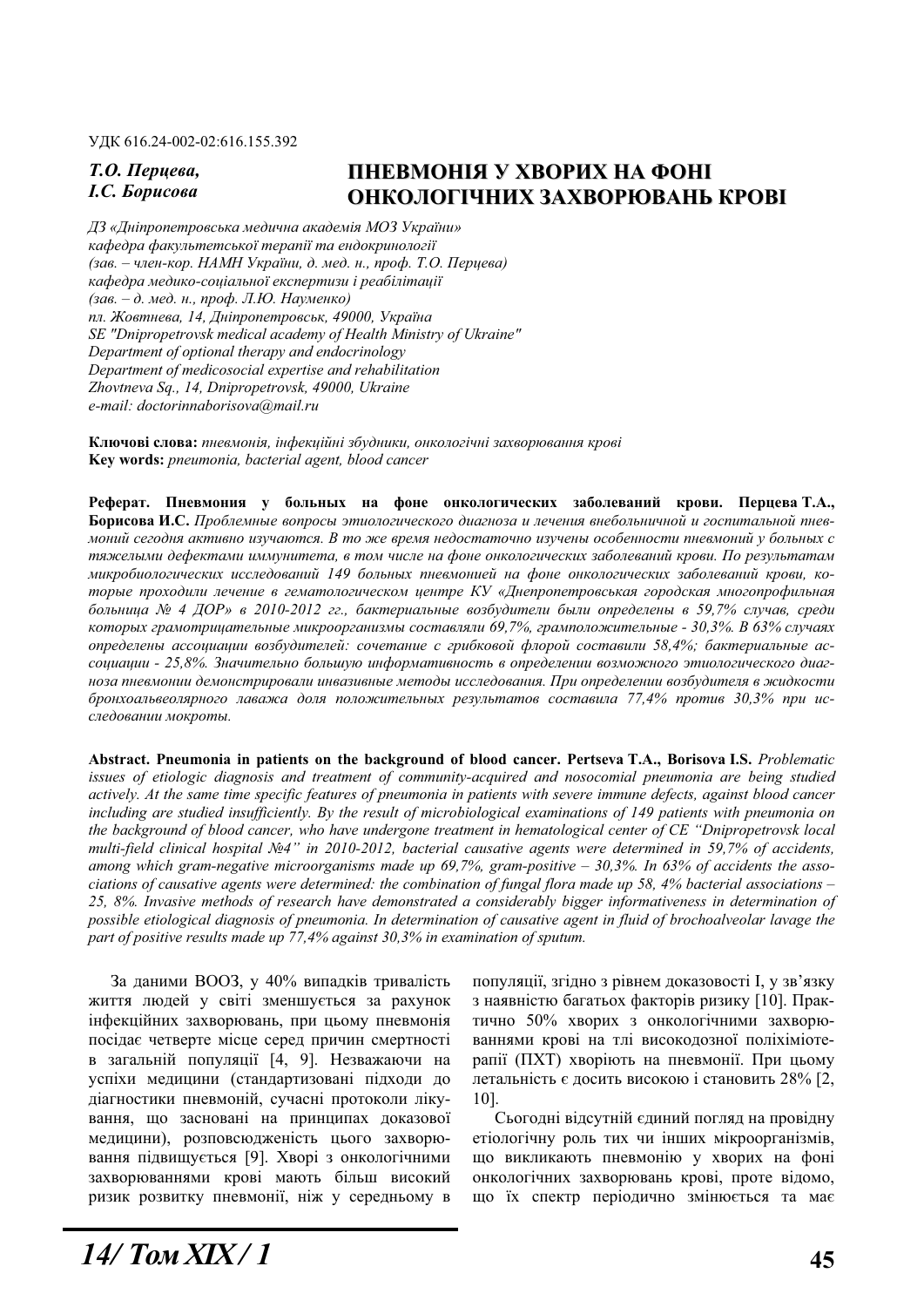УДК 616.24-002-02:616.155.392

*Т.О. Перцева,*
*І.С. Борисова*

# ПНЕВМОНІЯ У ХВОРИХ НА ФОНІ ОНКОЛОГІЧНИХ ЗАХВОРЮВАНЬ КРОВІ

*ДЗ «Дніпропетровська медична академія МОЗ України»*
*кафедра факультетської терапії та ендокринології*
*(зав. – член-кор. НАМН України, д. мед. н., проф. Т.О. Перцева)*
*кафедра медико-соціальної експертизи і реабілітації*
*(зав. – д. мед. н., проф. Л.Ю. Науменко)*
*пл. Жовтнева, 14, Дніпропетровськ, 49000, Україна*
*SE "Dnipropetrovsk medical academy of Health Ministry of Ukraine"*
*Department of optional therapy and endocrinology*
*Department of medicosocial expertise and rehabilitation*
*Zhovtneva Sq., 14, Dnipropetrovsk, 49000, Ukraine*
*e-mail: doctorinnaborisova@mail.ru*

**Ключові слова:** *пневмонія, інфекційні збудники, онкологічні захворювання крові*
**Key words:** *pneumonia, bacterial agent, blood cancer*

**Реферат. Пневмония у больных на фоне онкологических заболеваний крови. Перцева Т.А., Борисова И.С.** *Проблемные вопросы этиологического диагноза и лечения внебольничной и госпитальной пневмоний сегодня активно изучаются. В то же время недостаточно изучены особенности пневмоний у больных с тяжелыми дефектами иммунитета, в том числе на фоне онкологических заболеваний крови. По результатам микробиологических исследований 149 больных пневмонией на фоне онкологических заболеваний крови, которые проходили лечение в гематологическом центре КУ «Днепропетровская городская многопрофильная больница № 4 ДОР» в 2010-2012 гг., бактериальные возбудители были определены в 59,7% случав, среди которых грамотрицательные микроорганизмы составляли 69,7%, грамположительные - 30,3%. В 63% случаях определены ассоциации возбудителей: сочетание с грибковой флорой составили 58,4%; бактериальные ассоциации - 25,8%. Значительно большую информативность в определении возможного этиологического диагноза пневмонии демонстрировали инвазивные методы исследования. При определении возбудителя в жидкости бронхоальвеолярного лаважа доля положительных результатов составила 77,4% против 30,3% при исследовании мокроты.*

**Abstract. Pneumonia in patients on the background of blood cancer. Pertseva T.A., Borisova I.S.** *Problematic issues of etiologic diagnosis and treatment of community-acquired and nosocomial pneumonia are being studied actively. At the same time specific features of pneumonia in patients with severe immune defects, against blood cancer including are studied insufficiently. By the result of microbiological examinations of 149 patients with pneumonia on the background of blood cancer, who have undergone treatment in hematological center of CE "Dnipropetrovsk local multi-field clinical hospital №4" in 2010-2012, bacterial causative agents were determined in 59,7% of accidents, among which gram-negative microorganisms made up 69,7%, gram-positive – 30,3%. In 63% of accidents the associations of causative agents were determined: the combination of fungal flora made up 58, 4% bacterial associations – 25, 8%. Invasive methods of research have demonstrated a considerably bigger informativeness in determination of possible etiological diagnosis of pneumonia. In determination of causative agent in fluid of brochoalveolar lavage the part of positive results made up 77,4% against 30,3% in examination of sputum.*

За даними ВООЗ, у 40% випадків тривалість життя людей у світі зменшується за рахунок інфекційних захворювань, при цьому пневмонія посідає четверте місце серед причин смертності в загальній популяції [4, 9]. Незважаючи на успіхи медицини (стандартизовані підходи до діагностики пневмоній, сучасні протоколи лікування, що засновані на принципах доказової медицини), розповсюдженість цього захворювання підвищується [9]. Хворі з онкологічними захворюваннями крові мають більш високий ризик розвитку пневмонії, ніж у середньому в популяції, згідно з рівнем доказовості I, у зв'язку з наявністю багатьох факторів ризику [10]. Практично 50% хворих з онкологічними захворюваннями крові на тлі високодозної поліхіміотерапії (ПХТ) хворіють на пневмонії. При цьому летальність є досить високою і становить 28% [2, 10].

Сьогодні відсутній єдиний погляд на провідну етіологічну роль тих чи інших мікроорганізмів, що викликають пневмонію у хворих на фоні онкологічних захворювань крові, проте відомо, що їх спектр періодично змінюється та має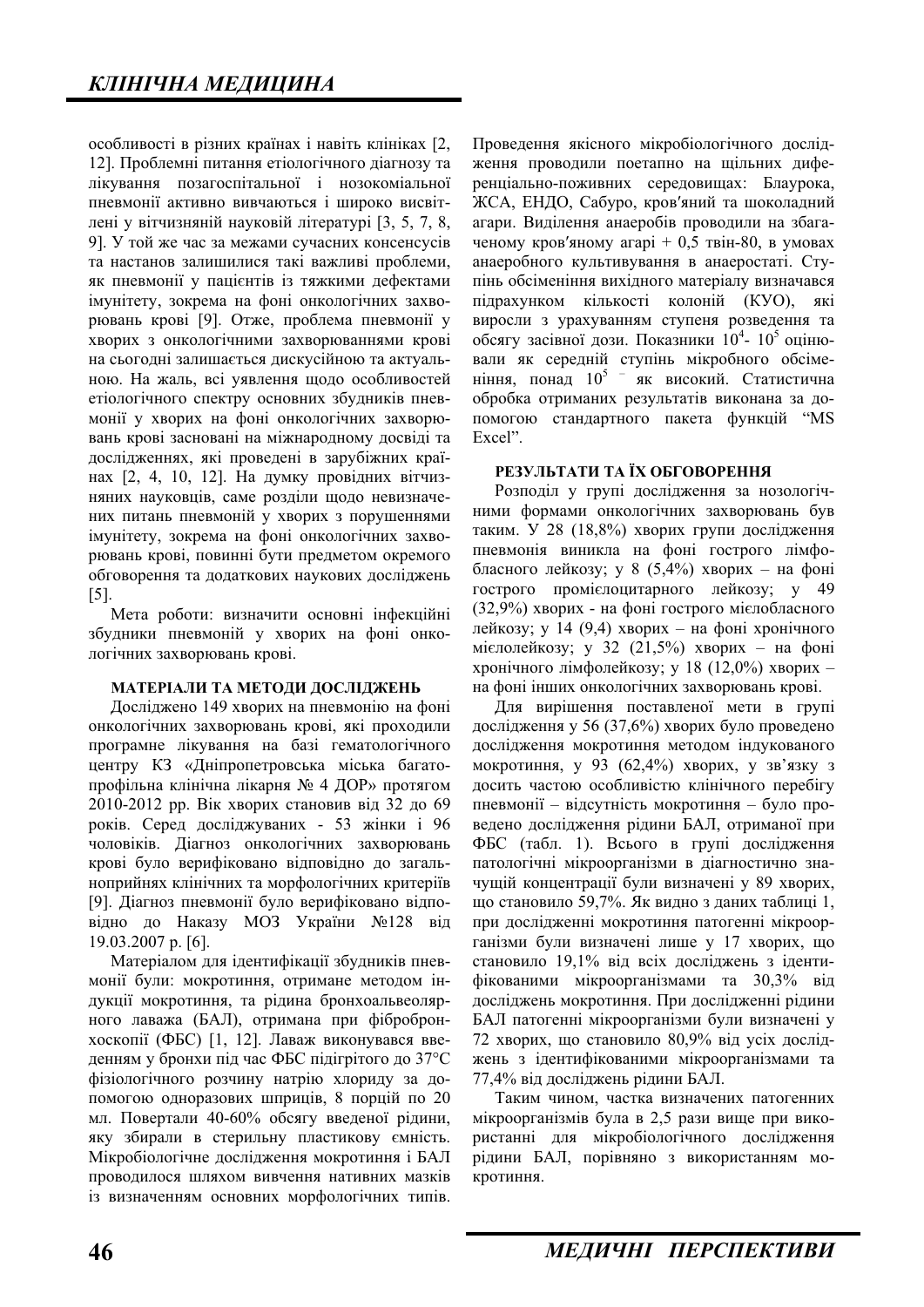особливості в різних країнах і навіть клініках [2, 12]. Проблемні питання етіологічного діагнозу та лікування позагоспітальної і нозокоміальної пневмонії активно вивчаються і широко висвітлені у вітчизняній науковій літературі [3, 5, 7, 8, 9]. У той же час за межами сучасних консенсусів та настанов залишилися такі важливі проблеми, як пневмонії у пацієнтів із тяжкими дефектами імунітету, зокрема на фоні онкологічних захворювань крові [9]. Отже, проблема пневмонії у хворих з онкологічними захворюваннями крові на сьогодні залишається дискусійною та актуальною. На жаль, всі уявлення щодо особливостей етіологічного спектру основних збудників пневмонії у хворих на фоні онкологічних захворювань крові засновані на міжнародному досвіді та дослідженнях, які проведені в зарубіжних країнах [2, 4, 10, 12]. На думку провідних вітчизняних науковців, саме розділи щодо невизначених питань пневмоній у хворих з порушеннями імунітету, зокрема на фоні онкологічних захворювань крові, повинні бути предметом окремого обговорення та додаткових наукових досліджень [5].

Мета роботи: визначити основні інфекційні збудники пневмоній у хворих на фоні онкологічних захворювань крові.

## МАТЕРІАЛИ ТА МЕТОДИ ДОСЛІДЖЕНЬ

Досліджено 149 хворих на пневмонію на фоні онкологічних захворювань крові, які проходили програмне лікування на базі гематологічного центру КЗ «Дніпропетровська міська багатопрофільна клінічна лікарня № 4 ДОР» протягом 2010-2012 рр. Вік хворих становив від 32 до 69 років. Серед досліджуваних - 53 жінки і 96 чоловіків. Діагноз онкологічних захворювань крові було верифіковано відповідно до загальноприйнях клінічних та морфологічних критеріїв [9]. Діагноз пневмонії було верифіковано відповідно до Наказу МОЗ України №128 від 19.03.2007 р. [6].

Матеріалом для ідентифікації збудників пневмонії були: мокротиння, отримане методом індукції мокротиння, та рідина бронхоальвеолярного лаважа (БАЛ), отримана при фібробронхоскопії (ФБС) [1, 12]. Лаваж виконувався введенням у бронхи під час ФБС підігрітого до 37°С фізіологічного розчину натрію хлориду за допомогою одноразових шприців, 8 порцій по 20 мл. Повертали 40-60% обсягу введеної рідини, яку збирали в стерильну пластикову ємність. Мікробіологічне дослідження мокротиння і БАЛ проводилося шляхом вивчення нативних мазків із визначенням основних морфологічних типів. Проведення якісного мікробіологічного дослідження проводили поетапно на щільних диференціально-поживних середовищах: Блаурока, ЖСА, ЕНДО, Сабуро, кров′яний та шоколадний агари. Виділення анаеробів проводили на збагаченому кров′яному агарі + 0,5 твін-80, в умовах анаеробного культивування в анаеростаті. Ступінь обсіменіння вихідного матеріалу визначався підрахунком кількості колоній (КУО), які виросли з урахуванням ступеня розведення та обсягу засівної дози. Показники $10^4$- $10^5$ оцінювали як середній ступінь мікробного обсіменіння, понад $10^5$ – як високий. Статистична обробка отриманих результатів виконана за допомогою стандартного пакета функцій "MS Excel".

## РЕЗУЛЬТАТИ ТА ЇХ ОБГОВОРЕННЯ

Розподіл у групі дослідження за нозологічними формами онкологічних захворювань був таким. У 28 (18,8%) хворих групи дослідження пневмонія виникла на фоні гострого лімфобласного лейкозу; у 8 (5,4%) хворих – на фоні гострого промієлоцитарного лейкозу; у 49 (32,9%) хворих - на фоні гострого мієлобласного лейкозу; у 14 (9,4) хворих – на фоні хронічного мієлолейкозу; у 32 (21,5%) хворих – на фоні хронічного лімфолейкозу; у 18 (12,0%) хворих – на фоні інших онкологічних захворювань крові.

Для вирішення поставленої мети в групі дослідження у 56 (37,6%) хворих було проведено дослідження мокротиння методом індукованого мокротиння, у 93 (62,4%) хворих, у зв'язку з досить частою особливістю клінічного перебігу пневмонії – відсутність мокротиння – було проведено дослідження рідини БАЛ, отриманої при ФБС (табл. 1). Всього в групі дослідження патологічні мікроорганізми в діагностично значущій концентрації були визначені у 89 хворих, що становило 59,7%. Як видно з даних таблиці 1, при дослідженні мокротиння патогенні мікроорганізми були визначені лише у 17 хворих, що становило 19,1% від всіх досліджень з ідентифікованими мікроорганізмами та 30,3% від досліджень мокротиння. При дослідженні рідини БАЛ патогенні мікроорганізми були визначені у 72 хворих, що становило 80,9% від усіх досліджень з ідентифікованими мікроорганізмами та 77,4% від досліджень рідини БАЛ.

Таким чином, частка визначених патогенних мікроорганізмів була в 2,5 рази вище при використанні для мікробіологічного дослідження рідини БАЛ, порівняно з використанням мокротиння.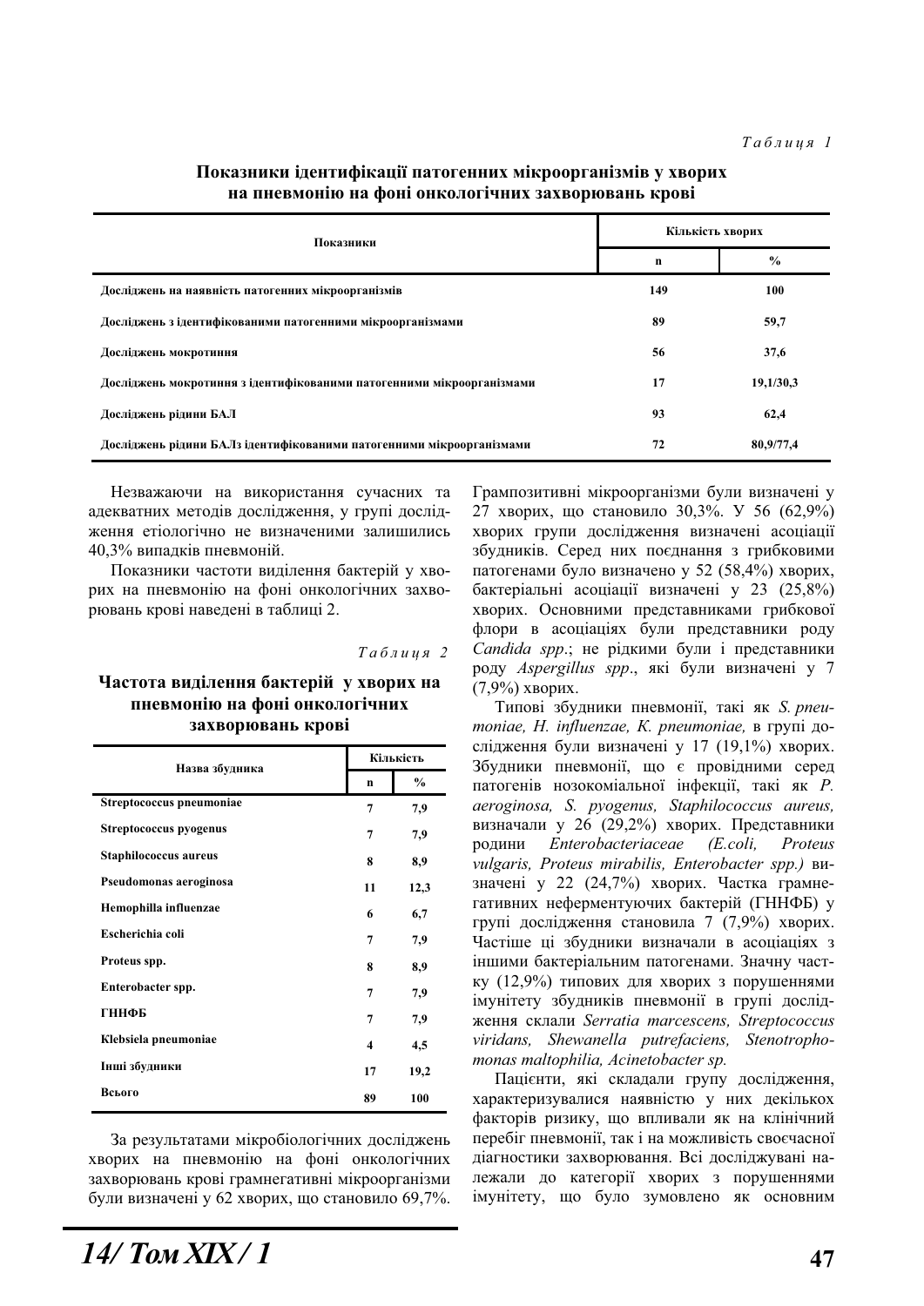*Таблиця 1*

**Показники ідентифікації патогенних мікроорганізмів у хворих на пневмонію на фоні онкологічних захворювань крові**

| Показники | Кількість хворих | |
|---|---|---|
| | **n** | **%** |
| **Досліджень на наявність патогенних мікроорганізмів** | **149** | **100** |
| **Досліджень з ідентифікованими патогенними мікроорганізмами** | **89** | **59,7** |
| **Досліджень мокротиння** | **56** | **37,6** |
| **Досліджень мокротиння з ідентифікованими патогенними мікроорганізмами** | **17** | **19,1/30,3** |
| **Досліджень рідини БАЛ** | **93** | **62,4** |
| **Досліджень рідини БАЛз ідентифікованими патогенними мікроорганізмами** | **72** | **80,9/77,4** |

Незважаючи на використання сучасних та адекватних методів дослідження, у групі дослідження етіологічно не визначеними залишились 40,3% випадків пневмоній.

Показники частоти виділення бактерій у хворих на пневмонію на фоні онкологічних захворювань крові наведені в таблиці 2.

*Таблиця 2*

**Частота виділення бактерій у хворих на пневмонію на фоні онкологічних захворювань крові**

| Назва збудника | Кількість | |
|---|---|---|
| | **n** | **%** |
| **Streptococcus pneumoniae** | **7** | **7,9** |
| **Streptococcus pyogenus** | **7** | **7,9** |
| **Staphilococcus aureus** | **8** | **8,9** |
| **Pseudomonas aeroginosa** | **11** | **12,3** |
| **Hemophilla influenzae** | **6** | **6,7** |
| **Escherichia coli** | **7** | **7,9** |
| **Proteus spp.** | **8** | **8,9** |
| **Enterobacter spp.** | **7** | **7,9** |
| **ГННФБ** | **7** | **7,9** |
| **Klebsiela pneumoniae** | **4** | **4,5** |
| **Інші збудники** | **17** | **19,2** |
| **Всього** | **89** | **100** |

За результатами мікробіологічних досліджень хворих на пневмонію на фоні онкологічних захворювань крові грамнегативні мікроорганізми були визначені у 62 хворих, що становило 69,7%. Грампозитивні мікроорганізми були визначені у 27 хворих, що становило 30,3%. У 56 (62,9%) хворих групи дослідження визначені асоціації збудників. Серед них поєднання з грибковими патогенами було визначено у 52 (58,4%) хворих, бактеріальні асоціації визначені у 23 (25,8%) хворих. Основними представниками грибкової флори в асоціаціях були представники роду *Candida spp.*; не рідкими були і представники роду *Aspergillus spp*., які були визначені у 7 (7,9%) хворих.

Типові збудники пневмонії, такі як *S. pneumoniae, H. influenzae, K. pneumoniae,* в групі дослідження були визначені у 17 (19,1%) хворих. Збудники пневмонії, що є провідними серед патогенів нозокоміальної інфекції, такі як *P. aeroginosa, S. pyogenus, Staphilococcus aureus,* визначали у 26 (29,2%) хворих. Представники родини *Enterobacteriaceae (E.coli, Proteus vulgaris, Proteus mirabilis, Enterobacter spp.)* визначені у 22 (24,7%) хворих. Частка грамнегативних неферментуючих бактерій (ГННФБ) у групі дослідження становила 7 (7,9%) хворих. Частіше ці збудники визначали в асоціаціях з іншими бактеріальним патогенами. Значну частку (12,9%) типових для хворих з порушеннями імунітету збудників пневмонії в групі дослідження склали *Serratia marcescens, Streptococcus viridans, Shewanella putrefaciens, Stenotrophomonas maltophilia, Acinetobacter sp.*

Пацієнти, які складали групу дослідження, характеризувалися наявністю у них декількох факторів ризику, що впливали як на клінічний перебіг пневмонії, так і на можливість своєчасної діагностики захворювання. Всі досліджувані належали до категорії хворих з порушеннями імунітету, що було зумовлено як основним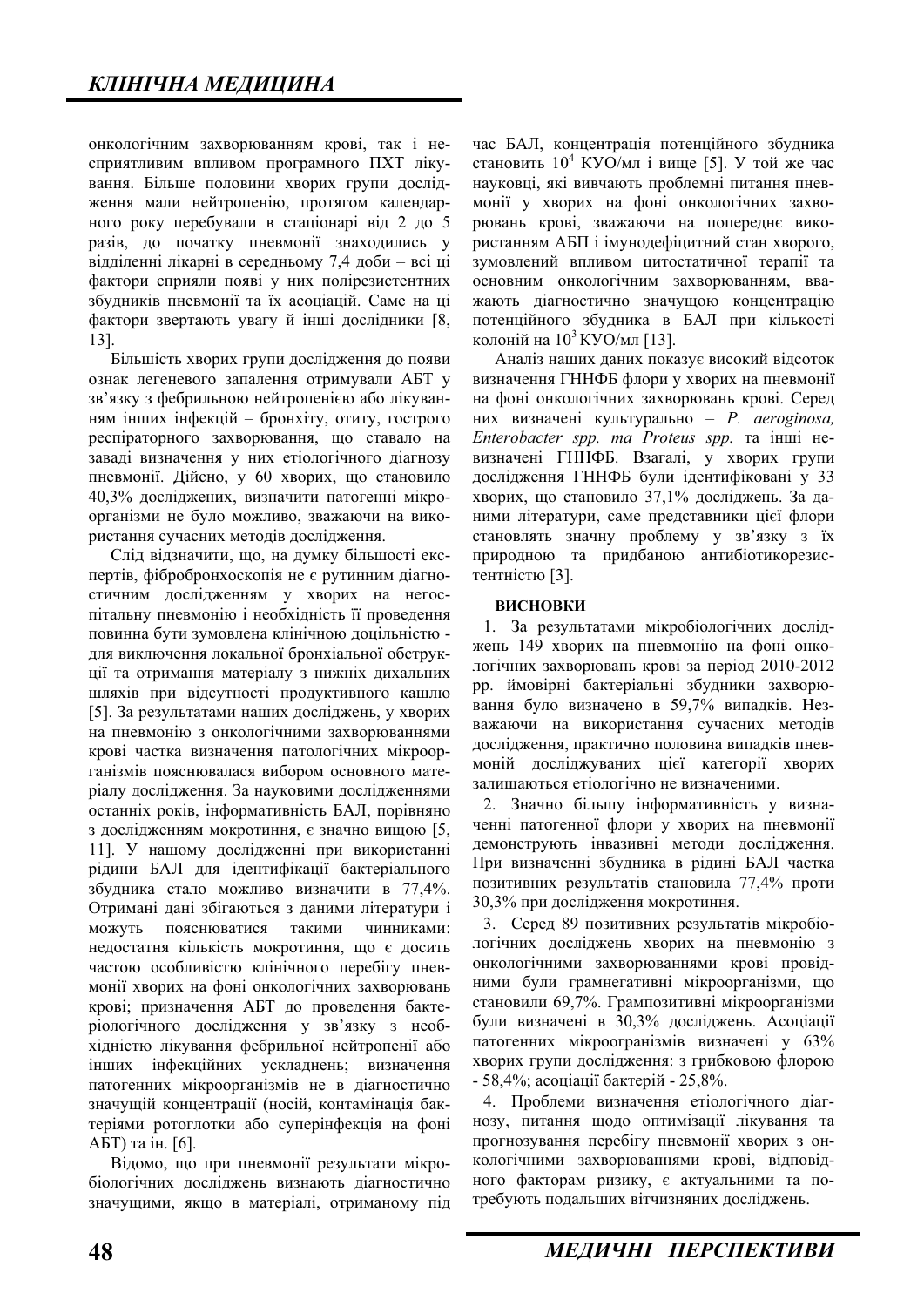онкологічним захворюванням крові, так і несприятливим впливом програмного ПХТ лікування. Більше половини хворих групи дослідження мали нейтропенію, протягом календарного року перебували в стаціонарі від 2 до 5 разів, до початку пневмонії знаходились у відділенні лікарні в середньому 7,4 доби – всі ці фактори сприяли появі у них полірезистентних збудників пневмонії та їх асоціацій. Саме на ці фактори звертають увагу й інші дослідники [8, 13].

Більшість хворих групи дослідження до появи ознак легеневого запалення отримували АБТ у зв'язку з фебрильною нейтропенією або лікуванням інших інфекцій – бронхіту, отиту, гострого респіраторного захворювання, що ставало на заваді визначення у них етіологічного діагнозу пневмонії. Дійсно, у 60 хворих, що становило 40,3% досліджених, визначити патогенні мікроорганізми не було можливо, зважаючи на використання сучасних методів дослідження.

Слід відзначити, що, на думку більшості експертів, фібробронхоскопія не є рутинним діагностичним дослідженням у хворих на негоспітальну пневмонію і необхідність її проведення повинна бути зумовлена клінічною доцільністю - для виключення локальної бронхіальної обструкції та отримання матеріалу з нижніх дихальних шляхів при відсутності продуктивного кашлю [5]. За результатами наших досліджень, у хворих на пневмонію з онкологічними захворюваннями крові частка визначення патологічних мікроорганізмів пояснювалася вибором основного матеріалу дослідження. За науковими дослідженнями останніх років, інформативність БАЛ, порівняно з дослідженням мокротиння, є значно вищою [5, 11]. У нашому дослідженні при використанні рідини БАЛ для ідентифікації бактеріального збудника стало можливо визначити в 77,4%. Отримані дані збігаються з даними літератури і можуть пояснюватися такими чинниками: недостатня кількість мокротиння, що є досить частою особливістю клінічного перебігу пневмонії хворих на фоні онкологічних захворювань крові; призначення АБТ до проведення бактеріологічного дослідження у зв'язку з необхідністю лікування фебрильної нейтропенії або інших інфекційних ускладнень; визначення патогенних мікроорганізмів не в діагностично значущій концентрації (носій, контамінація бактеріями ротоглотки або суперінфекція на фоні АБТ) та ін. [6].

Відомо, що при пневмонії результати мікробіологічних досліджень визнають діагностично значущими, якщо в матеріалі, отриманому під час БАЛ, концентрація потенційного збудника становить $10^4$ КУО/мл і вище [5]. У той же час науковці, які вивчають проблемні питання пневмонії у хворих на фоні онкологічних захворювань крові, зважаючи на попереднє використанням АБП і імунодефіцитний стан хворого, зумовлений впливом цитостатичної терапії та основним онкологічним захворюванням, вважають діагностично значущою концентрацію потенційного збудника в БАЛ при кількості колоній на $10^3$ КУО/мл [13].

Аналіз наших даних показує високий відсоток визначення ГННФБ флори у хворих на пневмонії на фоні онкологічних захворювань крові. Серед них визначені культурально – *P. aeroginosa, Enterobacter spp. та Proteus spp.* та інші невизначені ГННФБ. Взагалі, у хворих групи дослідження ГННФБ були ідентифіковані у 33 хворих, що становило 37,1% досліджень. За даними літератури, саме представники цієї флори становлять значну проблему у зв'язку з їх природною та придбаною антибіотикорезистентністю [3].

**ВИСНОВКИ**

1. За результатами мікробіологічних досліджень 149 хворих на пневмонію на фоні онкологічних захворювань крові за період 2010-2012 рр. ймовірні бактеріальні збудники захворювання було визначено в 59,7% випадків. Незважаючи на використання сучасних методів дослідження, практично половина випадків пневмоній досліджуваних цієї категорії хворих залишаються етіологічно не визначеними.

2. Значно більшу інформативність у визначенні патогенної флори у хворих на пневмонії демонструють інвазивні методи дослідження. При визначенні збудника в рідині БАЛ частка позитивних результатів становила 77,4% проти 30,3% при дослідження мокротиння.

3. Серед 89 позитивних результатів мікробіологічних досліджень хворих на пневмонію з онкологічними захворюваннями крові провідними були грамнегативні мікроорганізми, що становили 69,7%. Грампозитивні мікроорганізми були визначені в 30,3% досліджень. Асоціації патогенних мікроорганізмів визначені у 63% хворих групи дослідження: з грибковою флорою - 58,4%; асоціації бактерій - 25,8%.

4. Проблеми визначення етіологічного діагнозу, питання щодо оптимізації лікування та прогнозування перебігу пневмонії хворих з онкологічними захворюваннями крові, відповідного факторам ризику, є актуальними та потребують подальших вітчизняних досліджень.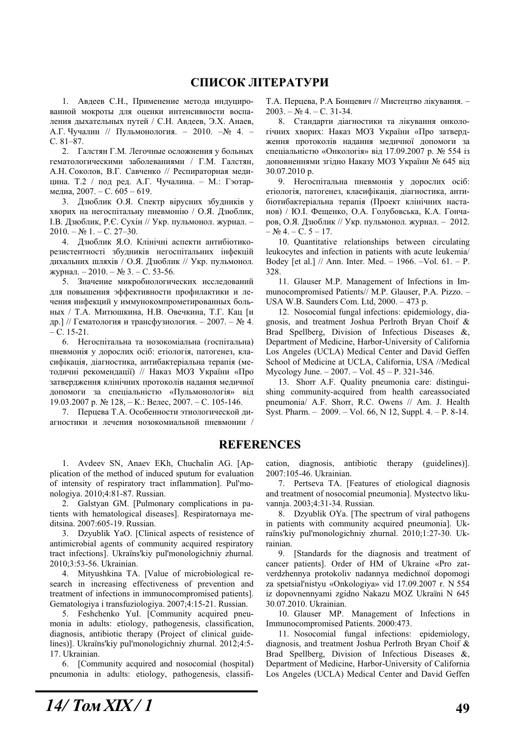## СПИСОК ЛІТЕРАТУРИ

1. Авдеев С.Н., Применение метода индуцированной мокроты для оценки интенсивности воспаления дыхательных путей / С.Н. Авдеев, Э.Х. Анаев, А.Г. Чучалин // Пульмонология. – 2010. –№ 4. – С. 81–87.

2. Галстян Г.М. Легочные осложнения у больных гематологическими заболеваниями / Г.М. Галстян, А.Н. Соколов, В.Г. Савченко // Респираторная медицина. Т.2 / под ред. А.Г. Чучалина. – М.: Гэотармедиа, 2007. – С. 605 – 619.

3. Дзюблик О.Я. Спектр вірусних збудників у хворих на негоспітальну пневмонію / О.Я. Дзюблик, І.В. Дзюблик, Р.Є. Сухін // Укр. пульмонол. журнал. – 2010. – № 1. – С. 27–30.

4. Дзюблик Я.О. Клінічні аспекти антибіотикорезистентності збудників негоспітальних інфекцій дихальних шляхів / О.Я. Дзюблик // Укр. пульмонол. журнал. – 2010. – № 3. – С. 53-56.

5. Значение микробиологических исследований для повышения эффективности профилактики и лечения инфекций у иммунокомпрометированных больных / Т.А. Митюшкина, Н.В. Овечкина, Т.Г. Кац [и др.] // Гематология и трансфузиология. – 2007. – № 4. – С. 15-21.

6. Негоспітальна та нозокоміальна (госпітальна) пневмонія у дорослих осіб: етіологія, патогенез, класифікація, діагностика, антибактеріальна терапія (методичні рекомендації) // Наказ МОЗ України «Про затвердження клінічних протоколів надання медичної допомоги за спеціальністю «Пульмонологія» від 19.03.2007 р. № 128, – К.: Велес, 2007. – С. 105-146.

7. Перцева Т.А. Особенности этиологической диагностики и лечения нозокомиальной пневмонии / Т.А. Перцева, Р.А Бонцевич // Мистецтво лікування. – 2003. – № 4. – С. 31-34.

8. Стандарти діагностики та лікування онкологічних хворих: Наказ МОЗ України «Про затвердження протоколів надання медичної допомоги за спеціальністю «Онкологія» від 17.09.2007 р. № 554 із доповненнями згідно Наказу МОЗ України № 645 від 30.07.2010 р.

9. Негоспітальна пневмонія у дорослих осіб: етіологія, патогенез, класифікація, діагностика, антибіотибактеріальна терапія (Проект клінічних настанов) / Ю.І. Фещенко, О.А. Голубовська, К.А. Гончаров, О.Я. Дзюблик // Укр. пульмонол. журнал. – 2012. – № 4. – С. 5 – 17.

10. Quantitative relationships between circulating leukocytes and infection in patients with acute leukemia/ Bodey [et al.] // Ann. Inter. Med. – 1966. –Vol. 61. – P. 328.

11. Glauser M.P. Management of Infections in Immunocompromised Patients// M.P. Glauser, P.A. Pizzo. – USA W.B. Saunders Com. Ltd, 2000. – 473 p.

12. Nosocomial fungal infections: epidemiology, diagnosis, and treatment Joshua Perlroth Bryan Choif & Brad Spellberg, Division of Infectious Diseases &, Department of Medicine, Harbor-University of California Los Angeles (UCLA) Medical Center and David Geffen School of Medicine at UCLA, California, USA //Medical Mycology June. – 2007. – Vol. 45 – P. 321-346.

13. Shorr A.F. Quality pneumonia care: distinguishing community-acquired from health careassociated pneumonia/ A.F. Shorr, R.C. Owens // Am. J. Health Syst. Pharm. – 2009. – Vol. 66, N 12, Suppl. 4. – P. 8-14.

## REFERENCES

1. Avdeev SN, Anaev EKh, Chuchalin AG. [Application of the method of induced sputum for evaluation of intensity of respiratory tract inflammation]. Pul'monologiya. 2010;4:81-87. Russian.

2. Galstyan GM. [Pulmonary complications in patients with hematological diseases]. Respiratornaya meditsina. 2007:605-19. Russian.

3. Dzyublik YaO. [Clinical aspects of resistence of antimicrobial agents of community acquired respiratory tract infections]. Ukraïns'kiy pul'monologichniy zhurnal. 2010;3:53-56. Ukrainian.

4. Mityushkina TA. [Value of microbiological research in increasing effectiveness of prevention and treatment of infections in immunocompromised patients]. Gematologiya i transfuziologiya. 2007;4:15-21. Russian.

5. Feshchenko YuI. [Community acquired pneumonia in adults: etiology, pathogenesis, classification, diagnosis, antibiotic therapy (Project of clinical guidelines)]. Ukraïns'kiy pul'monologichniy zhurnal. 2012;4:5-17. Ukrainian.

6. [Community acquired and nosocomial (hospital) pneumonia in adults: etiology, pathogenesis, classification, diagnosis, antibiotic therapy (guidelines)]. 2007:105-46. Ukrainian.

7. Pertseva TA. [Features of etiological diagnosis and treatment of nosocomial pneumonia]. Mystectvo likuvannja. 2003;4:31-34. Russian.

8. Dzyublik OYa. [The spectrum of viral pathogens in patients with community acquired pneumonia]. Ukraïns'kiy pul'monologichniy zhurnal. 2010;1:27-30. Ukrainian.

9. [Standards for the diagnosis and treatment of cancer patients]. Order of HM of Ukraine «Pro zatverdzhennya protokoliv nadannya medichnoï dopomogi za spetsial'nistyu «Onkologiya» vid 17.09.2007 r. N 554 iz dopovnennyami zgidno Nakazu MOZ Ukraïni N 645 30.07.2010. Ukrainian.

10. Glauser MP. Management of Infections in Immunocompromised Patients. 2000:473.

11. Nosocomial fungal infections: epidemiology, diagnosis, and treatment Joshua Perlroth Bryan Choif & Brad Spellberg, Division of Infectious Diseases &, Department of Medicine, Harbor-University of California Los Angeles (UCLA) Medical Center and David Geffen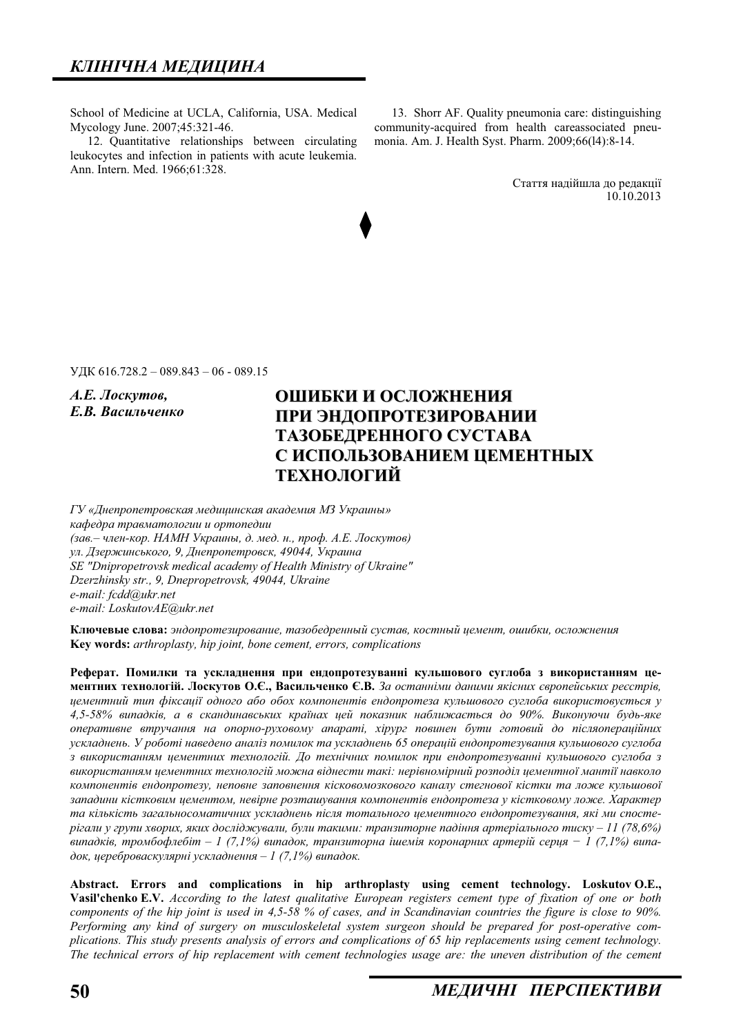School of Medicine at UCLA, California, USA. Medical Mycology June. 2007;45:321-46.

12. Quantitative relationships between circulating leukocytes and infection in patients with acute leukemia. Ann. Intern. Med. 1966;61:328.

13. Shorr AF. Quality pneumonia care: distinguishing community-acquired from health careassociated pneumonia. Am. J. Health Syst. Pharm. 2009;66(l4):8-14.

Стаття надійшла до редакції 10.10.2013

⧫

УДК 616.728.2 – 089.843 – 06 - 089.15

*А.Е. Лоскутов,*
*Е.В. Васильченко*

# ОШИБКИ И ОСЛОЖНЕНИЯ ПРИ ЭНДОПРОТЕЗИРОВАНИИ ТАЗОБЕДРЕННОГО СУСТАВА С ИСПОЛЬЗОВАНИЕМ ЦЕМЕНТНЫХ ТЕХНОЛОГИЙ

*ГУ «Днепропетровская медицинская академия МЗ Украины»*
*кафедра травматологии и ортопедии*
*(зав.– член-кор. НАМН Украины, д. мед. н., проф. А.Е. Лоскутов)*
*ул. Дзержинського, 9, Днепропетровск, 49044, Украина*
*SE "Dnipropetrovsk medical academy of Health Ministry of Ukraine"*
*Dzerzhinsky str., 9, Dnepropetrovsk, 49044, Ukraine*
*e-mail: fcdd@ukr.net*
*e-mail: LoskutovAE@ukr.net*

**Ключевые слова:** *эндопротезирование, тазобедренный сустав, костный цемент, ошибки, осложнения*
**Key words:** *arthroplasty, hip joint, bone cement, errors, complications*

**Реферат. Помилки та ускладнення при ендопротезуванні кульшового суглоба з використанням цементних технологій. Лоскутов О.Є., Васильченко Є.В.** *За останніми даними якісних європейських реєстрів, цементний тип фіксації одного або обох компонентів ендопротеза кульшового суглоба використовується у 4,5-58% випадків, а в скандинавських країнах цей показник наближається до 90%. Виконуючи будь-яке оперативне втручання на опорно-руховому апараті, хірург повинен бути готовий до післяопераційних ускладнень. У роботі наведено аналіз помилок та ускладнень 65 операцій ендопротезування кульшового суглоба з використанням цементних технологій. До технічних помилок при ендопротезуванні кульшового суглоба з використанням цементних технологій можна віднести такі: нерівномірний розподіл цементної мантії навколо компонентів ендопротезу, неповне заповнення кісковомозкового каналу стегнової кістки та ложе кульшової западини кістковим цементом, невірне розташування компонентів ендопротеза у кістковому ложе. Характер та кількість загальносоматичних ускладнень після тотального цементного ендопротезування, які ми спостерігали у групи хворих, яких досліджували, були такими: транзиторне падіння артеріального тиску – 11 (78,6%) випадків, тромбофлебіт – 1 (7,1%) випадок, транзиторна ішемія коронарних артерій серця − 1 (7,1%) випадок, цереброваскулярні ускладнення – 1 (7,1%) випадок.*

**Abstract. Errors and complications in hip arthroplasty using cement technology. Loskutov O.E., Vasil'chenko E.V.** *According to the latest qualitative European registers cement type of fixation of one or both components of the hip joint is used in 4,5-58 % of cases, and in Scandinavian countries the figure is close to 90%. Performing any kind of surgery on musculoskeletal system surgeon should be prepared for post-operative complications. This study presents analysis of errors and complications of 65 hip replacements using cement technology. The technical errors of hip replacement with cement technologies usage are: the uneven distribution of the cement*